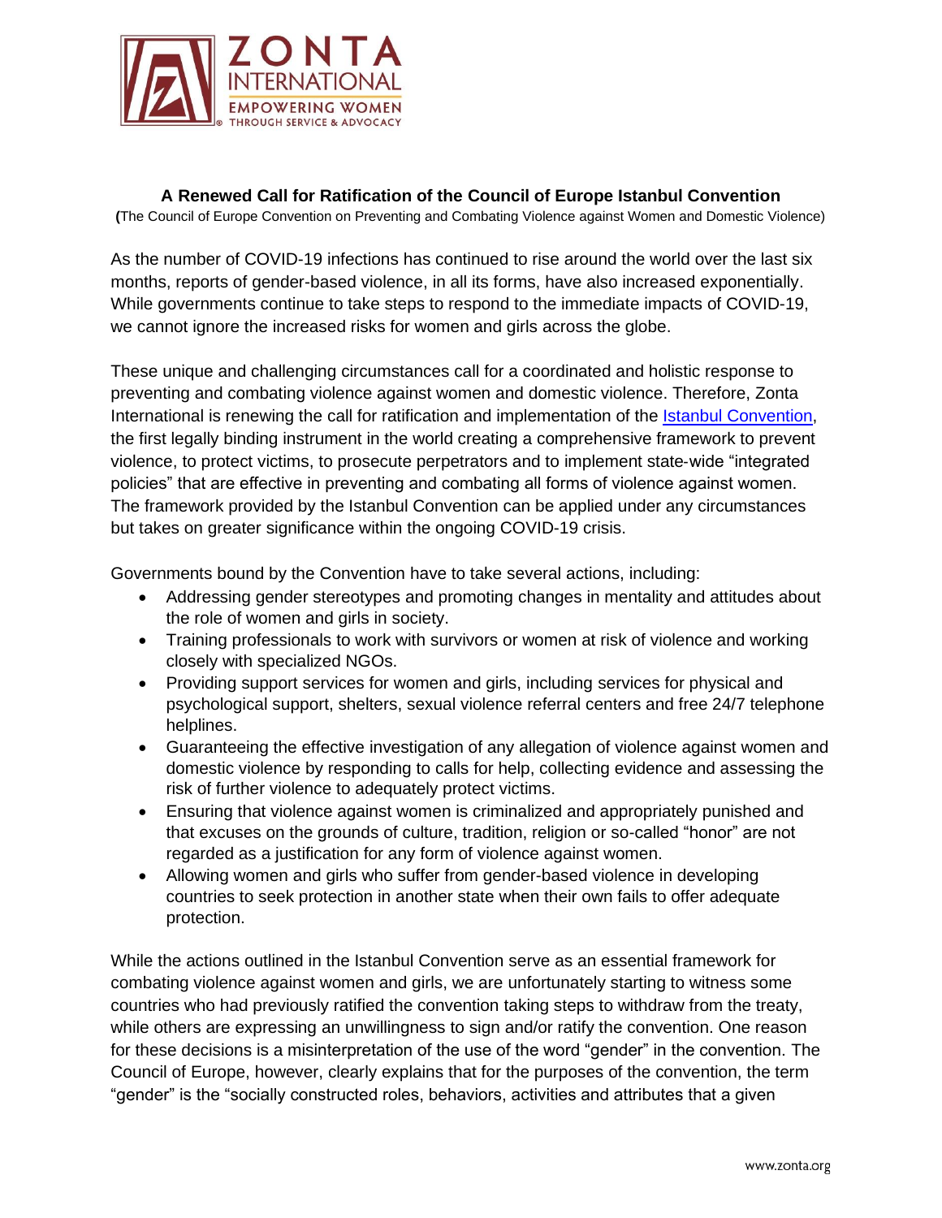**A Renewed Call for Ratification of the Council of Europe Istanbul Convention**

(The Council of Europe Convention on Preventing and Combating Violence against Women and Domestic Violence)

As the number of COVID-19 infections has continued to rise around the world over the last six months, reports of gender-based violence, in all its forms, have also increased exponentially. While governments continue to take steps to respond to the immediate impacts of COVID-19, we cannot ignore the increased risks for women and girls across the globe.

These unique and challenging circumstances call for a coordinated and holistic response to preventing and combating violence against women and domestic violence. Therefore, Zonta International is renewing the call for ratification and implementation of the Istanbul Convention, the first legally binding instrument in the world creating a comprehensive framework to prevent violence, to protect victims, to prosecute perpetrators and to implement state-wide "integrated policies" that are effective in preventing and combating all forms of violence against women. The framework provided by the Istanbul Convention can be applied under any circumstances but takes on greater significance within the ongoing COVID-19 crisis.

Governments bound by the Convention have to take several actions, including:

- Addressing gender stereotypes and promoting changes in mentality and attitudes about the role of women and girls in society.
- Training professionals to work with survivors or women at risk of violence and working closely with specialized NGOs.
- Providing support services for women and girls, including services for physical and psychological support, shelters, sexual violence referral centers and free 24/7 telephone helplines.
- Guaranteeing the effective investigation of any allegation of violence against women and domestic violence by responding to calls for help, collecting evidence and assessing the risk of further violence to adequately protect victims.
- Ensuring that violence against women is criminalized and appropriately punished and that excuses on the grounds of culture, tradition, religion or so-called "honor" are not regarded as a justification for any form of violence against women.
- Allowing women and girls who suffer from gender-based violence in developing countries to seek protection in another state when their own fails to offer adequate protection.

While the actions outlined in the Istanbul Convention serve as an essential framework for combating violence against women and girls, we are unfortunately starting to witness some countries who had previously ratified the convention taking steps to withdraw from the treaty, while others are expressing an unwillingness to sign and/or ratify the convention. One reason for these decisions is a misinterpretation of the use of the word "gender" in the convention. The Council of Europe, however, clearly explains that for the purposes of the convention, the term "gender" is the "socially constructed roles, behaviors, activities and attributes that a given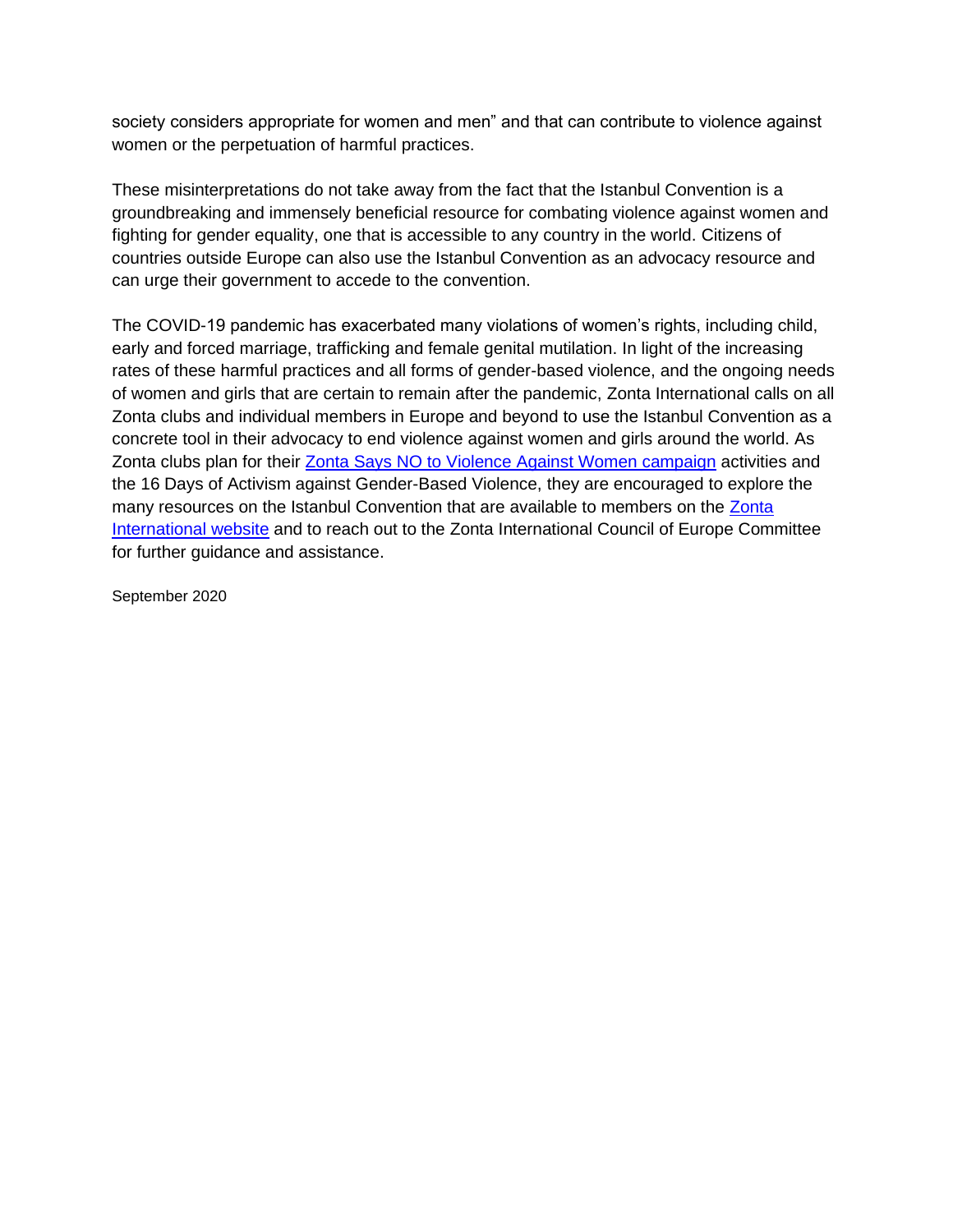society considers appropriate for women and men" and that can contribute to violence against women or the perpetuation of harmful practices.

These misinterpretations do not take away from the fact that the Istanbul Convention is a groundbreaking and immensely beneficial resource for combating violence against women and fighting for gender equality, one that is accessible to any country in the world. Citizens of countries outside Europe can also use the Istanbul Convention as an advocacy resource and can urge their government to accede to the convention.

The COVID-19 pandemic has exacerbated many violations of women's rights, including child, early and forced marriage, trafficking and female genital mutilation. In light of the increasing rates of these harmful practices and all forms of gender-based violence, and the ongoing needs of women and girls that are certain to remain after the pandemic, Zonta International calls on all Zonta clubs and individual members in Europe and beyond to use the Istanbul Convention as a concrete tool in their advocacy to end violence against women and girls around the world. As Zonta clubs plan for their Zonta Says NO to Violence Against Women campaign activities and the 16 Days of Activism against Gender-Based Violence, they are encouraged to explore the many resources on the Istanbul Convention that are available to members on the Zonta International website and to reach out to the Zonta International Council of Europe Committee for further guidance and assistance.

September 2020